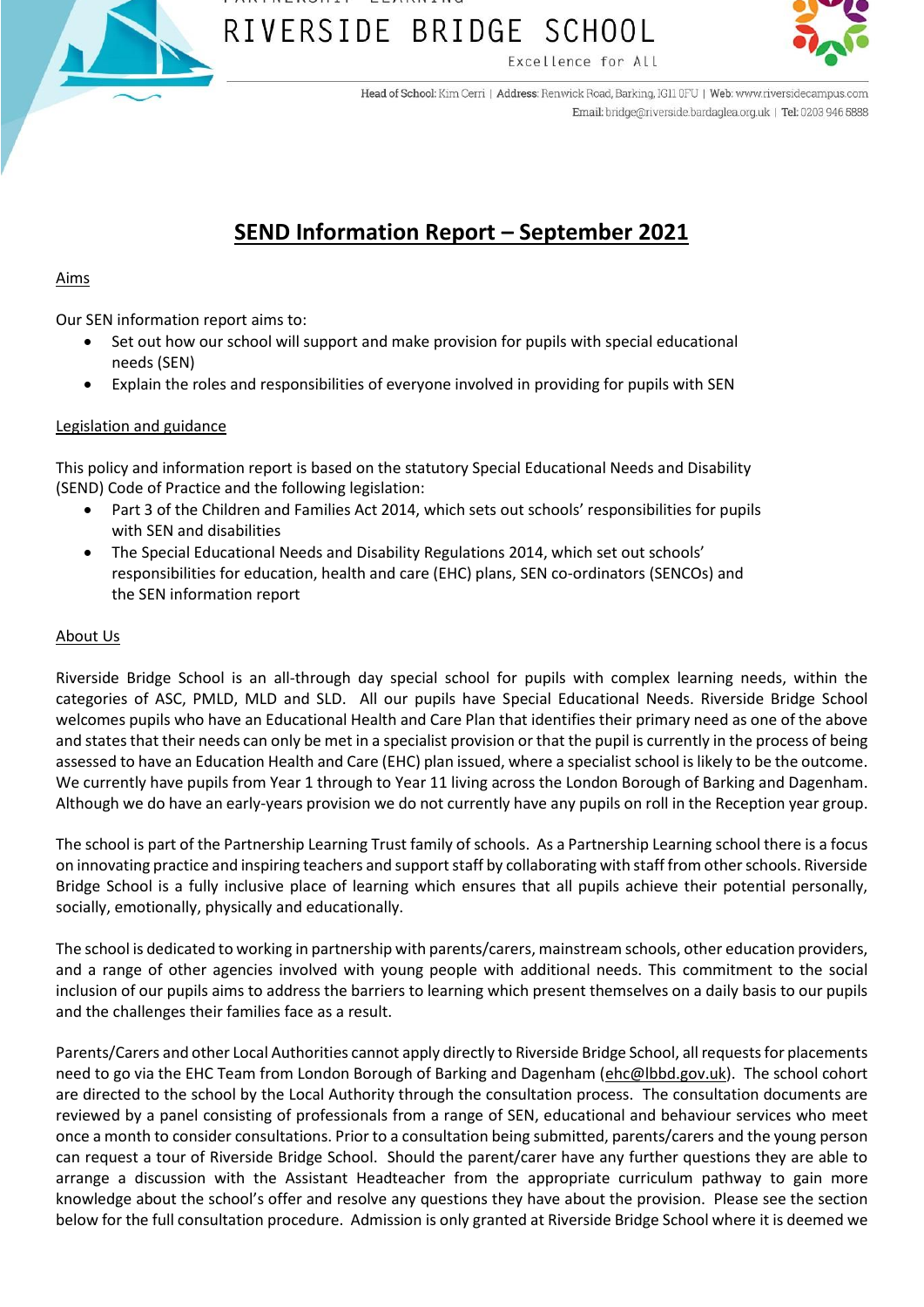# RIVERSIDE BRIDGE SCHOOL

Excellence for All

Head of School: Kim Cerri | Address: Renwick Road, Barking, IG11 0FU | Web: www.riversidecampus.com
Email: bridge@riverside.bardaglea.org.uk | Tel: 0203 946 5888

## SEND Information Report – September 2021

### Aims

Our SEN information report aims to:

- Set out how our school will support and make provision for pupils with special educational needs (SEN)
- Explain the roles and responsibilities of everyone involved in providing for pupils with SEN

### Legislation and guidance

This policy and information report is based on the statutory Special Educational Needs and Disability (SEND) Code of Practice and the following legislation:

- Part 3 of the Children and Families Act 2014, which sets out schools' responsibilities for pupils with SEN and disabilities
- The Special Educational Needs and Disability Regulations 2014, which set out schools' responsibilities for education, health and care (EHC) plans, SEN co-ordinators (SENCOs) and the SEN information report

### About Us

Riverside Bridge School is an all-through day special school for pupils with complex learning needs, within the categories of ASC, PMLD, MLD and SLD. All our pupils have Special Educational Needs. Riverside Bridge School welcomes pupils who have an Educational Health and Care Plan that identifies their primary need as one of the above and states that their needs can only be met in a specialist provision or that the pupil is currently in the process of being assessed to have an Education Health and Care (EHC) plan issued, where a specialist school is likely to be the outcome. We currently have pupils from Year 1 through to Year 11 living across the London Borough of Barking and Dagenham. Although we do have an early-years provision we do not currently have any pupils on roll in the Reception year group.

The school is part of the Partnership Learning Trust family of schools. As a Partnership Learning school there is a focus on innovating practice and inspiring teachers and support staff by collaborating with staff from other schools. Riverside Bridge School is a fully inclusive place of learning which ensures that all pupils achieve their potential personally, socially, emotionally, physically and educationally.

The school is dedicated to working in partnership with parents/carers, mainstream schools, other education providers, and a range of other agencies involved with young people with additional needs. This commitment to the social inclusion of our pupils aims to address the barriers to learning which present themselves on a daily basis to our pupils and the challenges their families face as a result.

Parents/Carers and other Local Authorities cannot apply directly to Riverside Bridge School, all requests for placements need to go via the EHC Team from London Borough of Barking and Dagenham (ehc@lbbd.gov.uk). The school cohort are directed to the school by the Local Authority through the consultation process. The consultation documents are reviewed by a panel consisting of professionals from a range of SEN, educational and behaviour services who meet once a month to consider consultations. Prior to a consultation being submitted, parents/carers and the young person can request a tour of Riverside Bridge School. Should the parent/carer have any further questions they are able to arrange a discussion with the Assistant Headteacher from the appropriate curriculum pathway to gain more knowledge about the school's offer and resolve any questions they have about the provision. Please see the section below for the full consultation procedure. Admission is only granted at Riverside Bridge School where it is deemed we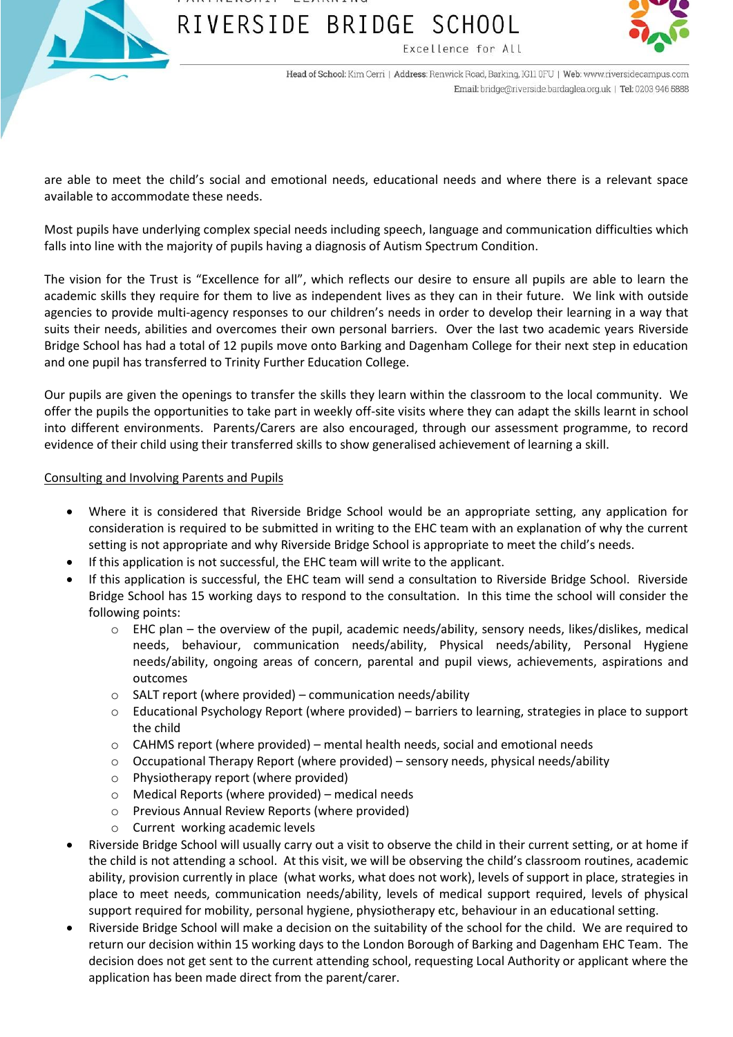are able to meet the child's social and emotional needs, educational needs and where there is a relevant space available to accommodate these needs.

Most pupils have underlying complex special needs including speech, language and communication difficulties which falls into line with the majority of pupils having a diagnosis of Autism Spectrum Condition.

The vision for the Trust is "Excellence for all", which reflects our desire to ensure all pupils are able to learn the academic skills they require for them to live as independent lives as they can in their future. We link with outside agencies to provide multi-agency responses to our children's needs in order to develop their learning in a way that suits their needs, abilities and overcomes their own personal barriers. Over the last two academic years Riverside Bridge School has had a total of 12 pupils move onto Barking and Dagenham College for their next step in education and one pupil has transferred to Trinity Further Education College.

Our pupils are given the openings to transfer the skills they learn within the classroom to the local community. We offer the pupils the opportunities to take part in weekly off-site visits where they can adapt the skills learnt in school into different environments. Parents/Carers are also encouraged, through our assessment programme, to record evidence of their child using their transferred skills to show generalised achievement of learning a skill.

## Consulting and Involving Parents and Pupils

- Where it is considered that Riverside Bridge School would be an appropriate setting, any application for consideration is required to be submitted in writing to the EHC team with an explanation of why the current setting is not appropriate and why Riverside Bridge School is appropriate to meet the child's needs.
- If this application is not successful, the EHC team will write to the applicant.
- If this application is successful, the EHC team will send a consultation to Riverside Bridge School. Riverside Bridge School has 15 working days to respond to the consultation. In this time the school will consider the following points:
    - EHC plan – the overview of the pupil, academic needs/ability, sensory needs, likes/dislikes, medical needs, behaviour, communication needs/ability, Physical needs/ability, Personal Hygiene needs/ability, ongoing areas of concern, parental and pupil views, achievements, aspirations and outcomes
    - SALT report (where provided) – communication needs/ability
    - Educational Psychology Report (where provided) – barriers to learning, strategies in place to support the child
    - CAHMS report (where provided) – mental health needs, social and emotional needs
    - Occupational Therapy Report (where provided) – sensory needs, physical needs/ability
    - Physiotherapy report (where provided)
    - Medical Reports (where provided) – medical needs
    - Previous Annual Review Reports (where provided)
    - Current working academic levels
- Riverside Bridge School will usually carry out a visit to observe the child in their current setting, or at home if the child is not attending a school. At this visit, we will be observing the child's classroom routines, academic ability, provision currently in place (what works, what does not work), levels of support in place, strategies in place to meet needs, communication needs/ability, levels of medical support required, levels of physical support required for mobility, personal hygiene, physiotherapy etc, behaviour in an educational setting.
- Riverside Bridge School will make a decision on the suitability of the school for the child. We are required to return our decision within 15 working days to the London Borough of Barking and Dagenham EHC Team. The decision does not get sent to the current attending school, requesting Local Authority or applicant where the application has been made direct from the parent/carer.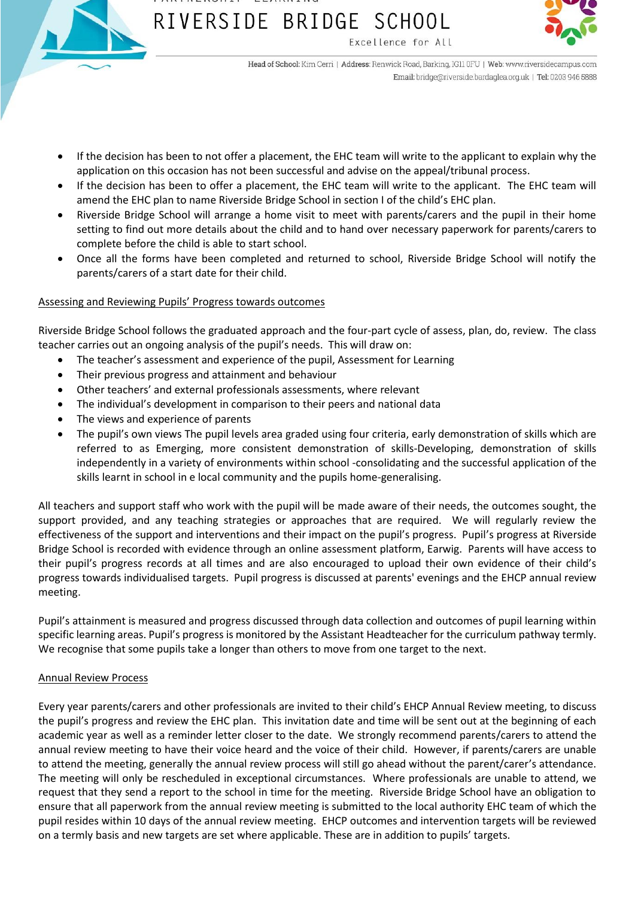- If the decision has been to not offer a placement, the EHC team will write to the applicant to explain why the application on this occasion has not been successful and advise on the appeal/tribunal process.
- If the decision has been to offer a placement, the EHC team will write to the applicant. The EHC team will amend the EHC plan to name Riverside Bridge School in section I of the child's EHC plan.
- Riverside Bridge School will arrange a home visit to meet with parents/carers and the pupil in their home setting to find out more details about the child and to hand over necessary paperwork for parents/carers to complete before the child is able to start school.
- Once all the forms have been completed and returned to school, Riverside Bridge School will notify the parents/carers of a start date for their child.

<u>Assessing and Reviewing Pupils' Progress towards outcomes</u>

Riverside Bridge School follows the graduated approach and the four-part cycle of assess, plan, do, review. The class teacher carries out an ongoing analysis of the pupil's needs. This will draw on:

- The teacher's assessment and experience of the pupil, Assessment for Learning
- Their previous progress and attainment and behaviour
- Other teachers' and external professionals assessments, where relevant
- The individual's development in comparison to their peers and national data
- The views and experience of parents
- The pupil's own views The pupil levels area graded using four criteria, early demonstration of skills which are referred to as Emerging, more consistent demonstration of skills-Developing, demonstration of skills independently in a variety of environments within school -consolidating and the successful application of the skills learnt in school in e local community and the pupils home-generalising.

All teachers and support staff who work with the pupil will be made aware of their needs, the outcomes sought, the support provided, and any teaching strategies or approaches that are required. We will regularly review the effectiveness of the support and interventions and their impact on the pupil's progress. Pupil's progress at Riverside Bridge School is recorded with evidence through an online assessment platform, Earwig. Parents will have access to their pupil's progress records at all times and are also encouraged to upload their own evidence of their child's progress towards individualised targets. Pupil progress is discussed at parents' evenings and the EHCP annual review meeting.

Pupil's attainment is measured and progress discussed through data collection and outcomes of pupil learning within specific learning areas. Pupil's progress is monitored by the Assistant Headteacher for the curriculum pathway termly. We recognise that some pupils take a longer than others to move from one target to the next.

<u>Annual Review Process</u>

Every year parents/carers and other professionals are invited to their child's EHCP Annual Review meeting, to discuss the pupil's progress and review the EHC plan. This invitation date and time will be sent out at the beginning of each academic year as well as a reminder letter closer to the date. We strongly recommend parents/carers to attend the annual review meeting to have their voice heard and the voice of their child. However, if parents/carers are unable to attend the meeting, generally the annual review process will still go ahead without the parent/carer's attendance. The meeting will only be rescheduled in exceptional circumstances. Where professionals are unable to attend, we request that they send a report to the school in time for the meeting. Riverside Bridge School have an obligation to ensure that all paperwork from the annual review meeting is submitted to the local authority EHC team of which the pupil resides within 10 days of the annual review meeting. EHCP outcomes and intervention targets will be reviewed on a termly basis and new targets are set where applicable. These are in addition to pupils' targets.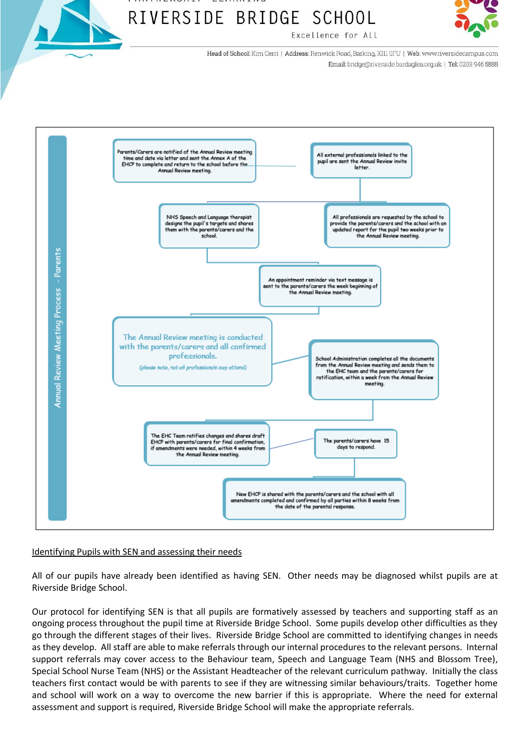RIVERSIDE BRIDGE SCHOOL

Excellence for All

Head of School: Kim Cerri | Address: Renwick Road, Barking, IG11 0FU | Web: www.riversidecampus.com
Email: bridge@riverside.bardaglea.org.uk | Tel: 0203 946 5888

**Annual Review Meeting Process - Parents**

- Parents/Carers are notified of the Annual Review meeting time and date via letter and sent the Annex A of the EHCP to complete and return to the school before the Annual Review meeting.
- All external professionals linked to the pupil are sent the Annual Review invite letter.
- NHS Speech and Language therapist designs the pupil's targets and shares them with the parents/carers and the school.
- All professionals are requested by the school to provide the parents/carers and the school with an updated report for the pupil two weeks prior to the Annual Review meeting.
- An appointment reminder via text message is sent to the parents/carers the week beginning of the Annual Review meeting.
- The Annual Review meeting is conducted with the parents/carers and all confirmed professionals. *(please note, not all professionals may attend)*
- School Administration completes all the documents from the Annual Review meeting and sends them to the EHC team and the parents/carers for ratification, within a week from the Annual Review meeting.
- The EHC Team ratifies changes and shares draft EHCP with parents/carers for final confirmation, if amendments were needed, within 4 weeks from the Annual Review meeting.
- The parents/carers have 15 days to respond.
- New EHCP is shared with the parents/carers and the school with all amendments completed and confirmed by all parties within 8 weeks from the date of the parental response.

<u>Identifying Pupils with SEN and assessing their needs</u>

All of our pupils have already been identified as having SEN. Other needs may be diagnosed whilst pupils are at Riverside Bridge School.

Our protocol for identifying SEN is that all pupils are formatively assessed by teachers and supporting staff as an ongoing process throughout the pupil time at Riverside Bridge School. Some pupils develop other difficulties as they go through the different stages of their lives. Riverside Bridge School are committed to identifying changes in needs as they develop. All staff are able to make referrals through our internal procedures to the relevant persons. Internal support referrals may cover access to the Behaviour team, Speech and Language Team (NHS and Blossom Tree), Special School Nurse Team (NHS) or the Assistant Headteacher of the relevant curriculum pathway. Initially the class teachers first contact would be with parents to see if they are witnessing similar behaviours/traits. Together home and school will work on a way to overcome the new barrier if this is appropriate. Where the need for external assessment and support is required, Riverside Bridge School will make the appropriate referrals.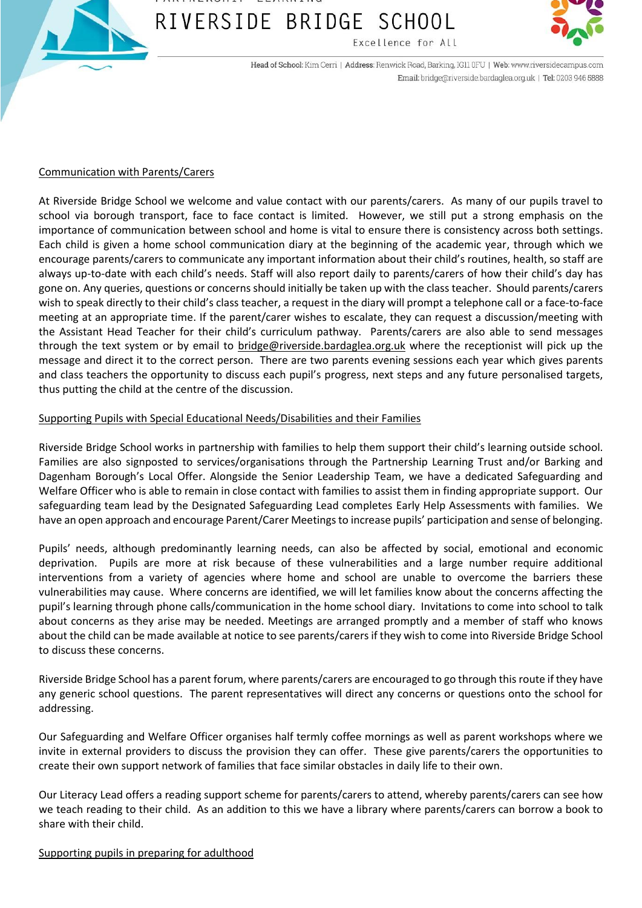Communication with Parents/Carers

At Riverside Bridge School we welcome and value contact with our parents/carers. As many of our pupils travel to school via borough transport, face to face contact is limited. However, we still put a strong emphasis on the importance of communication between school and home is vital to ensure there is consistency across both settings. Each child is given a home school communication diary at the beginning of the academic year, through which we encourage parents/carers to communicate any important information about their child's routines, health, so staff are always up-to-date with each child's needs. Staff will also report daily to parents/carers of how their child's day has gone on. Any queries, questions or concerns should initially be taken up with the class teacher. Should parents/carers wish to speak directly to their child's class teacher, a request in the diary will prompt a telephone call or a face-to-face meeting at an appropriate time. If the parent/carer wishes to escalate, they can request a discussion/meeting with the Assistant Head Teacher for their child's curriculum pathway. Parents/carers are also able to send messages through the text system or by email to bridge@riverside.bardaglea.org.uk where the receptionist will pick up the message and direct it to the correct person. There are two parents evening sessions each year which gives parents and class teachers the opportunity to discuss each pupil's progress, next steps and any future personalised targets, thus putting the child at the centre of the discussion.

Supporting Pupils with Special Educational Needs/Disabilities and their Families

Riverside Bridge School works in partnership with families to help them support their child's learning outside school. Families are also signposted to services/organisations through the Partnership Learning Trust and/or Barking and Dagenham Borough's Local Offer. Alongside the Senior Leadership Team, we have a dedicated Safeguarding and Welfare Officer who is able to remain in close contact with families to assist them in finding appropriate support. Our safeguarding team lead by the Designated Safeguarding Lead completes Early Help Assessments with families. We have an open approach and encourage Parent/Carer Meetings to increase pupils' participation and sense of belonging.

Pupils' needs, although predominantly learning needs, can also be affected by social, emotional and economic deprivation. Pupils are more at risk because of these vulnerabilities and a large number require additional interventions from a variety of agencies where home and school are unable to overcome the barriers these vulnerabilities may cause. Where concerns are identified, we will let families know about the concerns affecting the pupil's learning through phone calls/communication in the home school diary. Invitations to come into school to talk about concerns as they arise may be needed. Meetings are arranged promptly and a member of staff who knows about the child can be made available at notice to see parents/carers if they wish to come into Riverside Bridge School to discuss these concerns.

Riverside Bridge School has a parent forum, where parents/carers are encouraged to go through this route if they have any generic school questions. The parent representatives will direct any concerns or questions onto the school for addressing.

Our Safeguarding and Welfare Officer organises half termly coffee mornings as well as parent workshops where we invite in external providers to discuss the provision they can offer. These give parents/carers the opportunities to create their own support network of families that face similar obstacles in daily life to their own.

Our Literacy Lead offers a reading support scheme for parents/carers to attend, whereby parents/carers can see how we teach reading to their child. As an addition to this we have a library where parents/carers can borrow a book to share with their child.

Supporting pupils in preparing for adulthood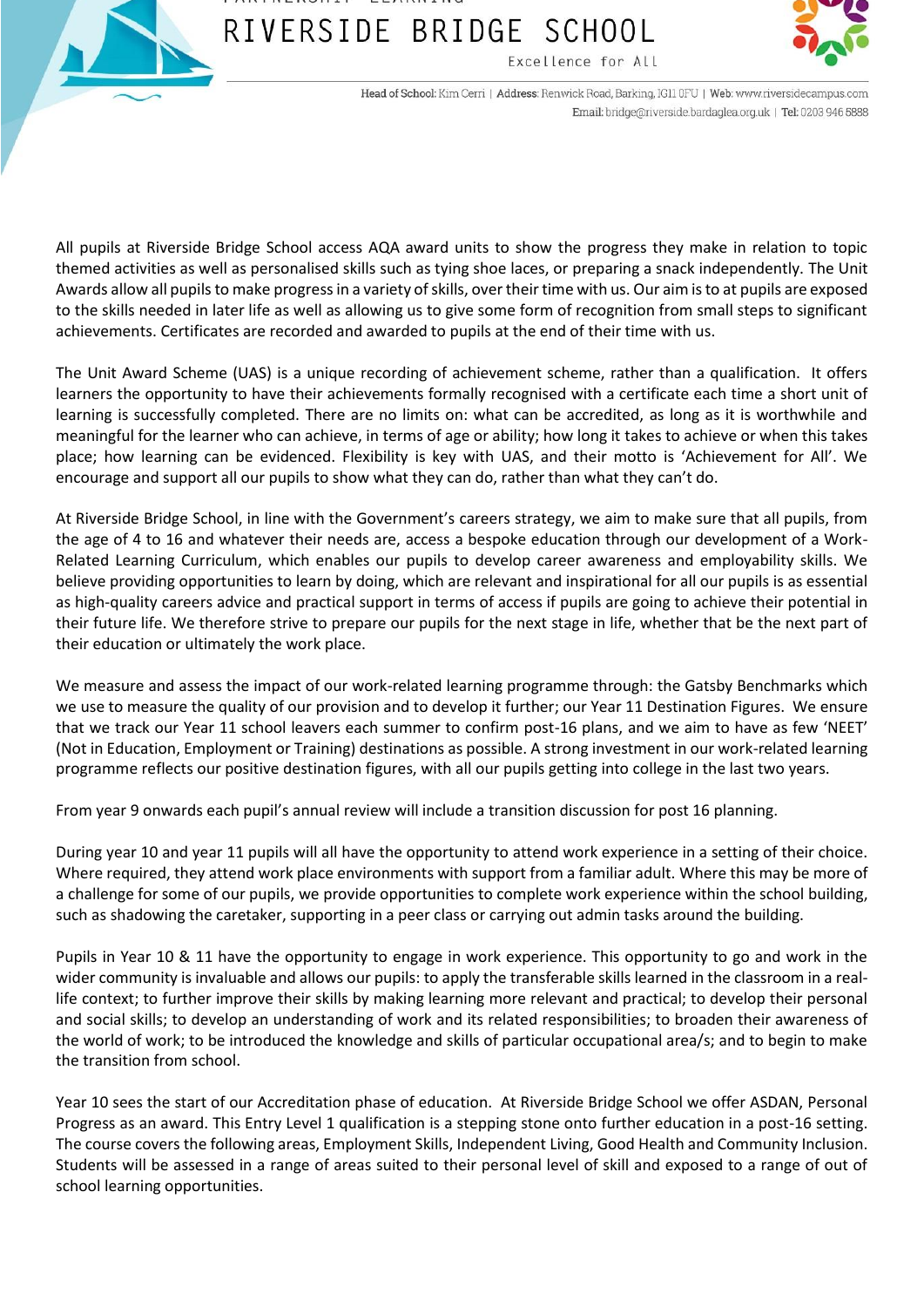All pupils at Riverside Bridge School access AQA award units to show the progress they make in relation to topic themed activities as well as personalised skills such as tying shoe laces, or preparing a snack independently. The Unit Awards allow all pupils to make progress in a variety of skills, over their time with us. Our aim is to at pupils are exposed to the skills needed in later life as well as allowing us to give some form of recognition from small steps to significant achievements. Certificates are recorded and awarded to pupils at the end of their time with us.

The Unit Award Scheme (UAS) is a unique recording of achievement scheme, rather than a qualification. It offers learners the opportunity to have their achievements formally recognised with a certificate each time a short unit of learning is successfully completed. There are no limits on: what can be accredited, as long as it is worthwhile and meaningful for the learner who can achieve, in terms of age or ability; how long it takes to achieve or when this takes place; how learning can be evidenced. Flexibility is key with UAS, and their motto is 'Achievement for All'. We encourage and support all our pupils to show what they can do, rather than what they can't do.

At Riverside Bridge School, in line with the Government's careers strategy, we aim to make sure that all pupils, from the age of 4 to 16 and whatever their needs are, access a bespoke education through our development of a Work-Related Learning Curriculum, which enables our pupils to develop career awareness and employability skills. We believe providing opportunities to learn by doing, which are relevant and inspirational for all our pupils is as essential as high-quality careers advice and practical support in terms of access if pupils are going to achieve their potential in their future life. We therefore strive to prepare our pupils for the next stage in life, whether that be the next part of their education or ultimately the work place.

We measure and assess the impact of our work-related learning programme through: the Gatsby Benchmarks which we use to measure the quality of our provision and to develop it further; our Year 11 Destination Figures. We ensure that we track our Year 11 school leavers each summer to confirm post-16 plans, and we aim to have as few 'NEET' (Not in Education, Employment or Training) destinations as possible. A strong investment in our work-related learning programme reflects our positive destination figures, with all our pupils getting into college in the last two years.

From year 9 onwards each pupil's annual review will include a transition discussion for post 16 planning.

During year 10 and year 11 pupils will all have the opportunity to attend work experience in a setting of their choice. Where required, they attend work place environments with support from a familiar adult. Where this may be more of a challenge for some of our pupils, we provide opportunities to complete work experience within the school building, such as shadowing the caretaker, supporting in a peer class or carrying out admin tasks around the building.

Pupils in Year 10 & 11 have the opportunity to engage in work experience. This opportunity to go and work in the wider community is invaluable and allows our pupils: to apply the transferable skills learned in the classroom in a real-life context; to further improve their skills by making learning more relevant and practical; to develop their personal and social skills; to develop an understanding of work and its related responsibilities; to broaden their awareness of the world of work; to be introduced the knowledge and skills of particular occupational area/s; and to begin to make the transition from school.

Year 10 sees the start of our Accreditation phase of education. At Riverside Bridge School we offer ASDAN, Personal Progress as an award. This Entry Level 1 qualification is a stepping stone onto further education in a post-16 setting. The course covers the following areas, Employment Skills, Independent Living, Good Health and Community Inclusion. Students will be assessed in a range of areas suited to their personal level of skill and exposed to a range of out of school learning opportunities.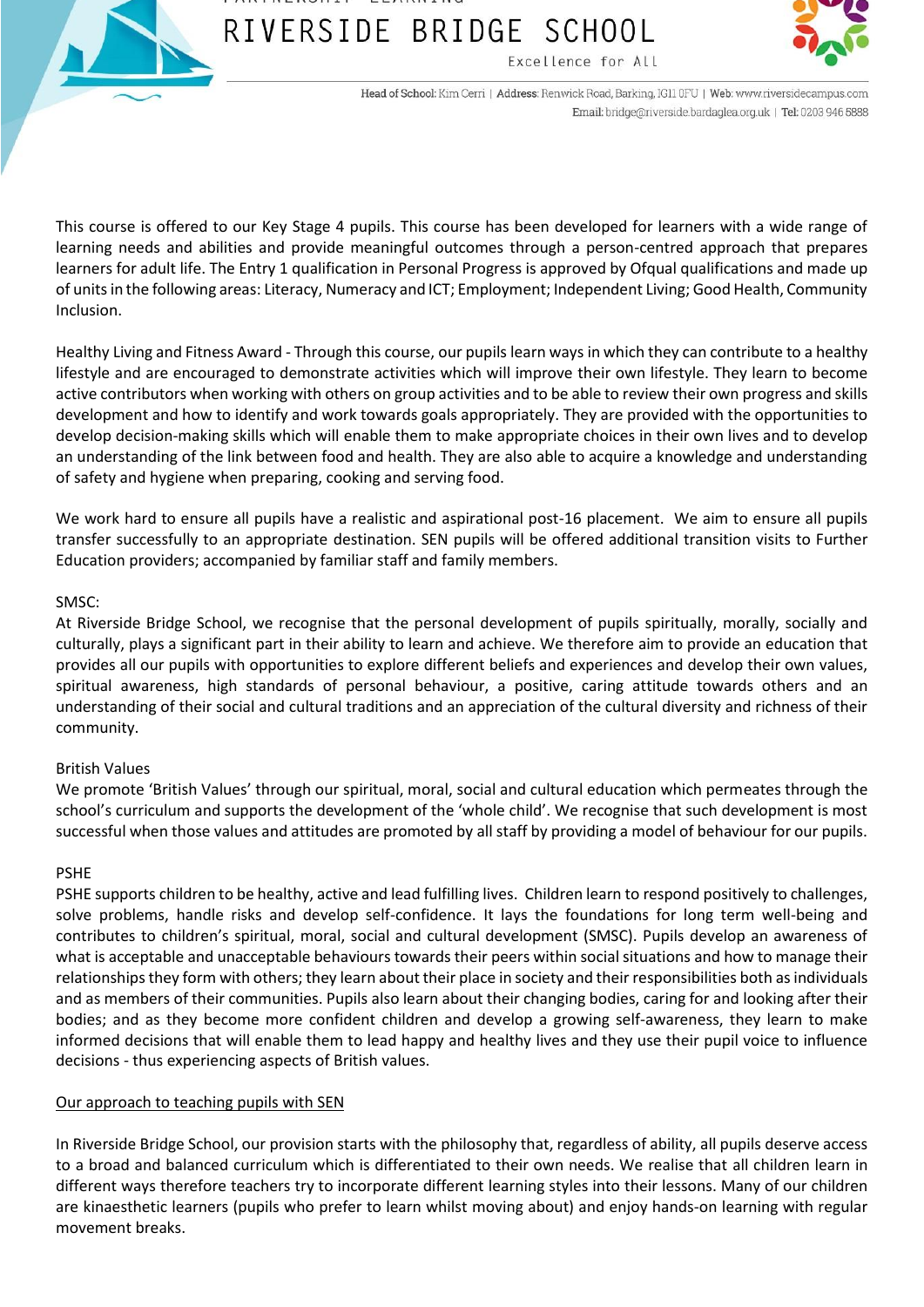This course is offered to our Key Stage 4 pupils. This course has been developed for learners with a wide range of learning needs and abilities and provide meaningful outcomes through a person-centred approach that prepares learners for adult life. The Entry 1 qualification in Personal Progress is approved by Ofqual qualifications and made up of units in the following areas: Literacy, Numeracy and ICT; Employment; Independent Living; Good Health, Community Inclusion.

Healthy Living and Fitness Award - Through this course, our pupils learn ways in which they can contribute to a healthy lifestyle and are encouraged to demonstrate activities which will improve their own lifestyle. They learn to become active contributors when working with others on group activities and to be able to review their own progress and skills development and how to identify and work towards goals appropriately. They are provided with the opportunities to develop decision-making skills which will enable them to make appropriate choices in their own lives and to develop an understanding of the link between food and health. They are also able to acquire a knowledge and understanding of safety and hygiene when preparing, cooking and serving food.

We work hard to ensure all pupils have a realistic and aspirational post-16 placement. We aim to ensure all pupils transfer successfully to an appropriate destination. SEN pupils will be offered additional transition visits to Further Education providers; accompanied by familiar staff and family members.

SMSC:

At Riverside Bridge School, we recognise that the personal development of pupils spiritually, morally, socially and culturally, plays a significant part in their ability to learn and achieve. We therefore aim to provide an education that provides all our pupils with opportunities to explore different beliefs and experiences and develop their own values, spiritual awareness, high standards of personal behaviour, a positive, caring attitude towards others and an understanding of their social and cultural traditions and an appreciation of the cultural diversity and richness of their community.

British Values

We promote 'British Values' through our spiritual, moral, social and cultural education which permeates through the school's curriculum and supports the development of the 'whole child'. We recognise that such development is most successful when those values and attitudes are promoted by all staff by providing a model of behaviour for our pupils.

PSHE

PSHE supports children to be healthy, active and lead fulfilling lives. Children learn to respond positively to challenges, solve problems, handle risks and develop self-confidence. It lays the foundations for long term well-being and contributes to children's spiritual, moral, social and cultural development (SMSC). Pupils develop an awareness of what is acceptable and unacceptable behaviours towards their peers within social situations and how to manage their relationships they form with others; they learn about their place in society and their responsibilities both as individuals and as members of their communities. Pupils also learn about their changing bodies, caring for and looking after their bodies; and as they become more confident children and develop a growing self-awareness, they learn to make informed decisions that will enable them to lead happy and healthy lives and they use their pupil voice to influence decisions - thus experiencing aspects of British values.

<u>Our approach to teaching pupils with SEN</u>

In Riverside Bridge School, our provision starts with the philosophy that, regardless of ability, all pupils deserve access to a broad and balanced curriculum which is differentiated to their own needs. We realise that all children learn in different ways therefore teachers try to incorporate different learning styles into their lessons. Many of our children are kinaesthetic learners (pupils who prefer to learn whilst moving about) and enjoy hands-on learning with regular movement breaks.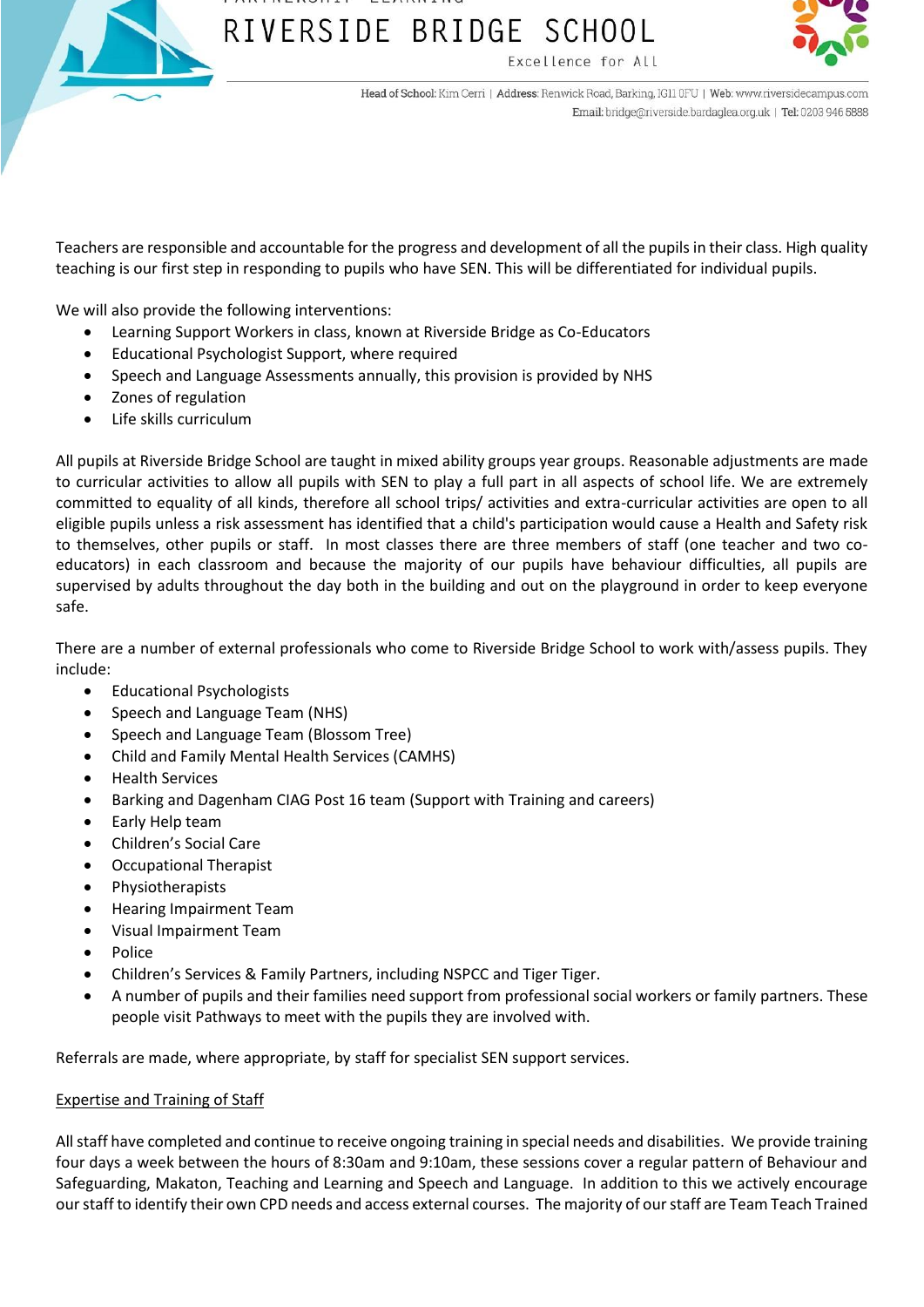Teachers are responsible and accountable for the progress and development of all the pupils in their class. High quality teaching is our first step in responding to pupils who have SEN. This will be differentiated for individual pupils.

We will also provide the following interventions:

- Learning Support Workers in class, known at Riverside Bridge as Co-Educators
- Educational Psychologist Support, where required
- Speech and Language Assessments annually, this provision is provided by NHS
- Zones of regulation
- Life skills curriculum

All pupils at Riverside Bridge School are taught in mixed ability groups year groups. Reasonable adjustments are made to curricular activities to allow all pupils with SEN to play a full part in all aspects of school life. We are extremely committed to equality of all kinds, therefore all school trips/ activities and extra-curricular activities are open to all eligible pupils unless a risk assessment has identified that a child's participation would cause a Health and Safety risk to themselves, other pupils or staff. In most classes there are three members of staff (one teacher and two co-educators) in each classroom and because the majority of our pupils have behaviour difficulties, all pupils are supervised by adults throughout the day both in the building and out on the playground in order to keep everyone safe.

There are a number of external professionals who come to Riverside Bridge School to work with/assess pupils. They include:

- Educational Psychologists
- Speech and Language Team (NHS)
- Speech and Language Team (Blossom Tree)
- Child and Family Mental Health Services (CAMHS)
- Health Services
- Barking and Dagenham CIAG Post 16 team (Support with Training and careers)
- Early Help team
- Children's Social Care
- Occupational Therapist
- Physiotherapists
- Hearing Impairment Team
- Visual Impairment Team
- Police
- Children's Services & Family Partners, including NSPCC and Tiger Tiger.
- A number of pupils and their families need support from professional social workers or family partners. These people visit Pathways to meet with the pupils they are involved with.

Referrals are made, where appropriate, by staff for specialist SEN support services.

<u>Expertise and Training of Staff</u>

All staff have completed and continue to receive ongoing training in special needs and disabilities. We provide training four days a week between the hours of 8:30am and 9:10am, these sessions cover a regular pattern of Behaviour and Safeguarding, Makaton, Teaching and Learning and Speech and Language. In addition to this we actively encourage our staff to identify their own CPD needs and access external courses. The majority of our staff are Team Teach Trained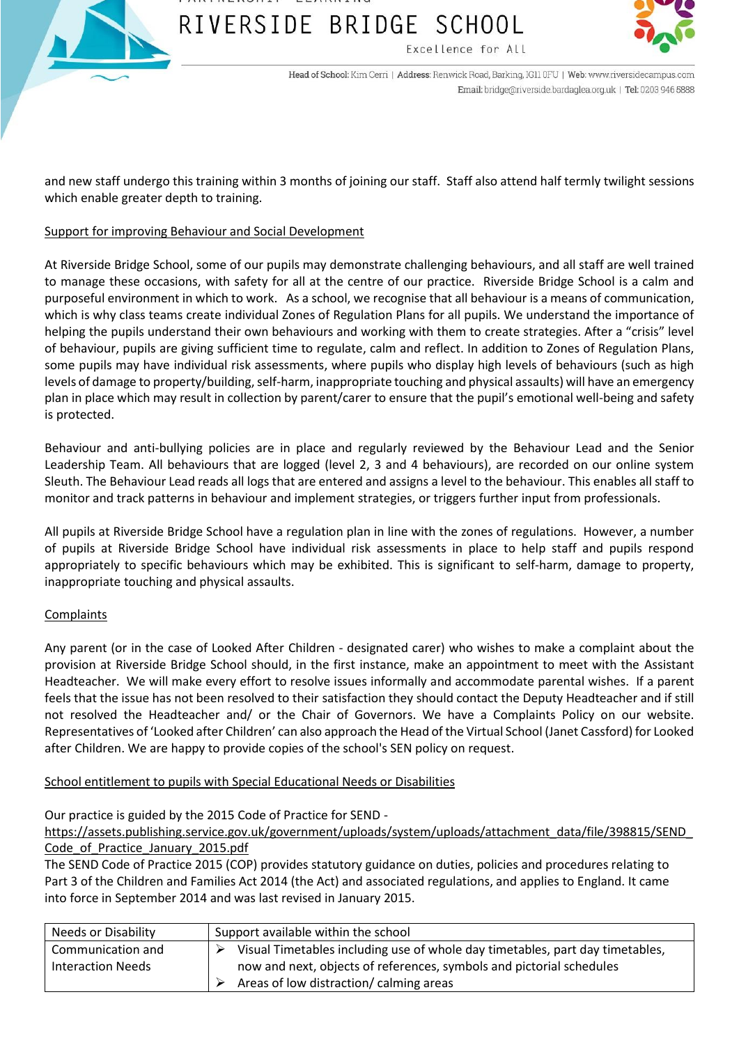and new staff undergo this training within 3 months of joining our staff. Staff also attend half termly twilight sessions which enable greater depth to training.

<u>Support for improving Behaviour and Social Development</u>

At Riverside Bridge School, some of our pupils may demonstrate challenging behaviours, and all staff are well trained to manage these occasions, with safety for all at the centre of our practice. Riverside Bridge School is a calm and purposeful environment in which to work. As a school, we recognise that all behaviour is a means of communication, which is why class teams create individual Zones of Regulation Plans for all pupils. We understand the importance of helping the pupils understand their own behaviours and working with them to create strategies. After a "crisis" level of behaviour, pupils are giving sufficient time to regulate, calm and reflect. In addition to Zones of Regulation Plans, some pupils may have individual risk assessments, where pupils who display high levels of behaviours (such as high levels of damage to property/building, self-harm, inappropriate touching and physical assaults) will have an emergency plan in place which may result in collection by parent/carer to ensure that the pupil's emotional well-being and safety is protected.

Behaviour and anti-bullying policies are in place and regularly reviewed by the Behaviour Lead and the Senior Leadership Team. All behaviours that are logged (level 2, 3 and 4 behaviours), are recorded on our online system Sleuth. The Behaviour Lead reads all logs that are entered and assigns a level to the behaviour. This enables all staff to monitor and track patterns in behaviour and implement strategies, or triggers further input from professionals.

All pupils at Riverside Bridge School have a regulation plan in line with the zones of regulations. However, a number of pupils at Riverside Bridge School have individual risk assessments in place to help staff and pupils respond appropriately to specific behaviours which may be exhibited. This is significant to self-harm, damage to property, inappropriate touching and physical assaults.

<u>Complaints</u>

Any parent (or in the case of Looked After Children - designated carer) who wishes to make a complaint about the provision at Riverside Bridge School should, in the first instance, make an appointment to meet with the Assistant Headteacher. We will make every effort to resolve issues informally and accommodate parental wishes. If a parent feels that the issue has not been resolved to their satisfaction they should contact the Deputy Headteacher and if still not resolved the Headteacher and/ or the Chair of Governors. We have a Complaints Policy on our website. Representatives of 'Looked after Children' can also approach the Head of the Virtual School (Janet Cassford) for Looked after Children. We are happy to provide copies of the school's SEN policy on request.

<u>School entitlement to pupils with Special Educational Needs or Disabilities</u>

Our practice is guided by the 2015 Code of Practice for SEND - https://assets.publishing.service.gov.uk/government/uploads/system/uploads/attachment_data/file/398815/SEND_Code_of_Practice_January_2015.pdf
The SEND Code of Practice 2015 (COP) provides statutory guidance on duties, policies and procedures relating to Part 3 of the Children and Families Act 2014 (the Act) and associated regulations, and applies to England. It came into force in September 2014 and was last revised in January 2015.

| Needs or Disability | Support available within the school |
|---|---|
| Communication and Interaction Needs | ➢ Visual Timetables including use of whole day timetables, part day timetables, now and next, objects of references, symbols and pictorial schedules<br>➢ Areas of low distraction/ calming areas |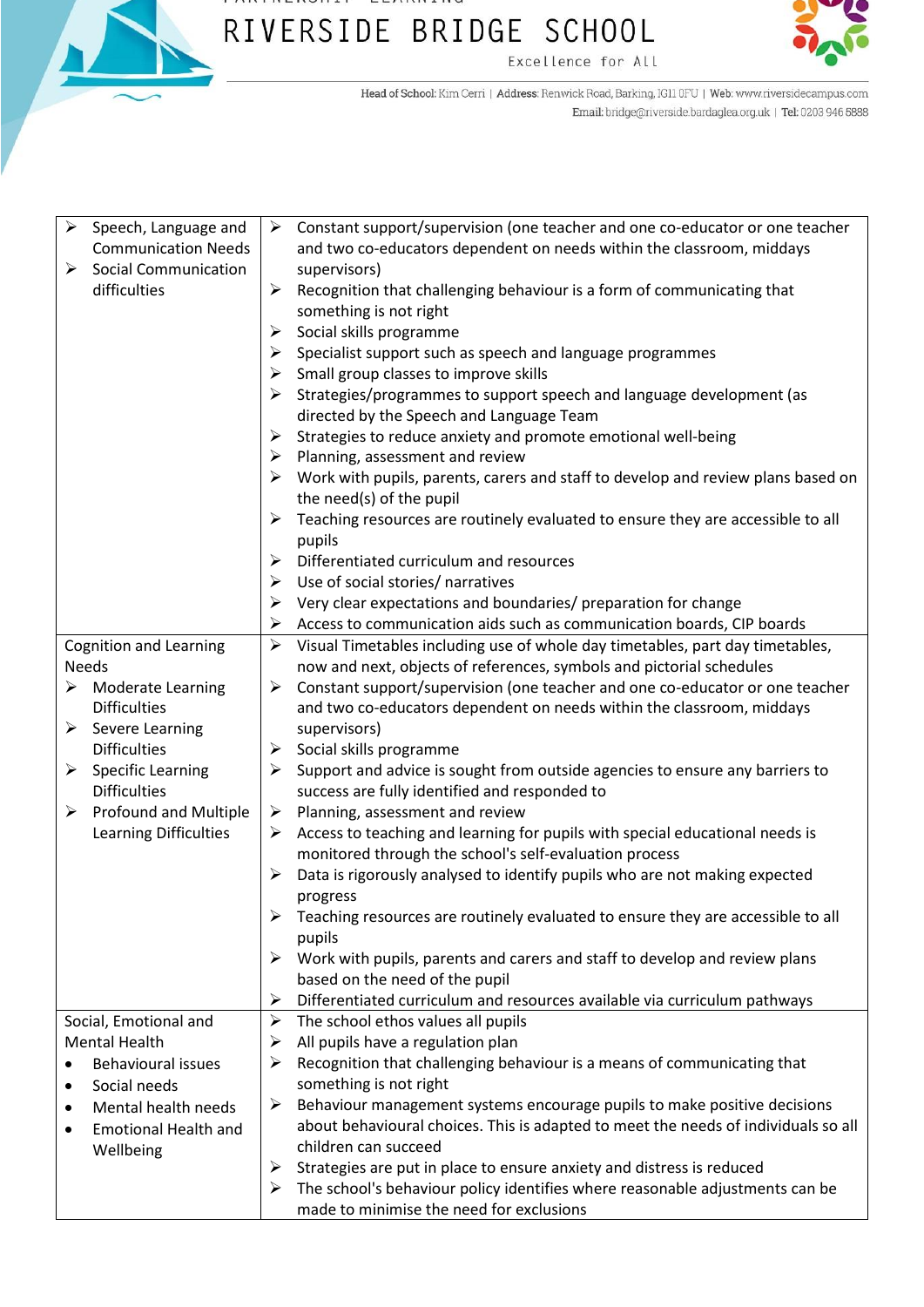| | |
|---|---|
| ➢ Speech, Language and Communication Needs<br>➢ Social Communication difficulties | ➢ Constant support/supervision (one teacher and one co-educator or one teacher and two co-educators dependent on needs within the classroom, middays supervisors)<br>➢ Recognition that challenging behaviour is a form of communicating that something is not right<br>➢ Social skills programme<br>➢ Specialist support such as speech and language programmes<br>➢ Small group classes to improve skills<br>➢ Strategies/programmes to support speech and language development (as directed by the Speech and Language Team<br>➢ Strategies to reduce anxiety and promote emotional well-being<br>➢ Planning, assessment and review<br>➢ Work with pupils, parents, carers and staff to develop and review plans based on the need(s) of the pupil<br>➢ Teaching resources are routinely evaluated to ensure they are accessible to all pupils<br>➢ Differentiated curriculum and resources<br>➢ Use of social stories/ narratives<br>➢ Very clear expectations and boundaries/ preparation for change<br>➢ Access to communication aids such as communication boards, CIP boards |
| Cognition and Learning Needs<br>➢ Moderate Learning Difficulties<br>➢ Severe Learning Difficulties<br>➢ Specific Learning Difficulties<br>➢ Profound and Multiple Learning Difficulties | ➢ Visual Timetables including use of whole day timetables, part day timetables, now and next, objects of references, symbols and pictorial schedules<br>➢ Constant support/supervision (one teacher and one co-educator or one teacher and two co-educators dependent on needs within the classroom, middays supervisors)<br>➢ Social skills programme<br>➢ Support and advice is sought from outside agencies to ensure any barriers to success are fully identified and responded to<br>➢ Planning, assessment and review<br>➢ Access to teaching and learning for pupils with special educational needs is monitored through the school's self-evaluation process<br>➢ Data is rigorously analysed to identify pupils who are not making expected progress<br>➢ Teaching resources are routinely evaluated to ensure they are accessible to all pupils<br>➢ Work with pupils, parents and carers and staff to develop and review plans based on the need of the pupil<br>➢ Differentiated curriculum and resources available via curriculum pathways |
| Social, Emotional and Mental Health<br>• Behavioural issues<br>• Social needs<br>• Mental health needs<br>• Emotional Health and Wellbeing | ➢ The school ethos values all pupils<br>➢ All pupils have a regulation plan<br>➢ Recognition that challenging behaviour is a means of communicating that something is not right<br>➢ Behaviour management systems encourage pupils to make positive decisions about behavioural choices. This is adapted to meet the needs of individuals so all children can succeed<br>➢ Strategies are put in place to ensure anxiety and distress is reduced<br>➢ The school's behaviour policy identifies where reasonable adjustments can be made to minimise the need for exclusions |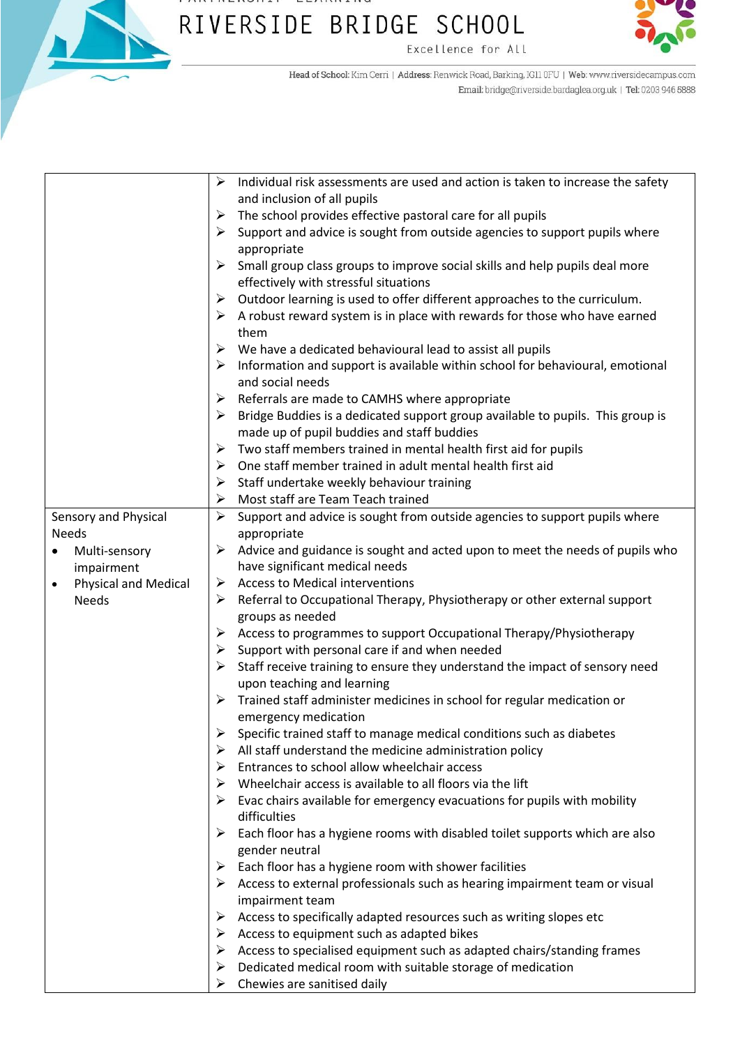| | |
|---|---|
| | ➢ Individual risk assessments are used and action is taken to increase the safety and inclusion of all pupils<br>➢ The school provides effective pastoral care for all pupils<br>➢ Support and advice is sought from outside agencies to support pupils where appropriate<br>➢ Small group class groups to improve social skills and help pupils deal more effectively with stressful situations<br>➢ Outdoor learning is used to offer different approaches to the curriculum.<br>➢ A robust reward system is in place with rewards for those who have earned them<br>➢ We have a dedicated behavioural lead to assist all pupils<br>➢ Information and support is available within school for behavioural, emotional and social needs<br>➢ Referrals are made to CAMHS where appropriate<br>➢ Bridge Buddies is a dedicated support group available to pupils. This group is made up of pupil buddies and staff buddies<br>➢ Two staff members trained in mental health first aid for pupils<br>➢ One staff member trained in adult mental health first aid<br>➢ Staff undertake weekly behaviour training<br>➢ Most staff are Team Teach trained |
| Sensory and Physical Needs<br>• Multi-sensory impairment<br>• Physical and Medical Needs | ➢ Support and advice is sought from outside agencies to support pupils where appropriate<br>➢ Advice and guidance is sought and acted upon to meet the needs of pupils who have significant medical needs<br>➢ Access to Medical interventions<br>➢ Referral to Occupational Therapy, Physiotherapy or other external support groups as needed<br>➢ Access to programmes to support Occupational Therapy/Physiotherapy<br>➢ Support with personal care if and when needed<br>➢ Staff receive training to ensure they understand the impact of sensory need upon teaching and learning<br>➢ Trained staff administer medicines in school for regular medication or emergency medication<br>➢ Specific trained staff to manage medical conditions such as diabetes<br>➢ All staff understand the medicine administration policy<br>➢ Entrances to school allow wheelchair access<br>➢ Wheelchair access is available to all floors via the lift<br>➢ Evac chairs available for emergency evacuations for pupils with mobility difficulties<br>➢ Each floor has a hygiene rooms with disabled toilet supports which are also gender neutral<br>➢ Each floor has a hygiene room with shower facilities<br>➢ Access to external professionals such as hearing impairment team or visual impairment team<br>➢ Access to specifically adapted resources such as writing slopes etc<br>➢ Access to equipment such as adapted bikes<br>➢ Access to specialised equipment such as adapted chairs/standing frames<br>➢ Dedicated medical room with suitable storage of medication<br>➢ Chewies are sanitised daily |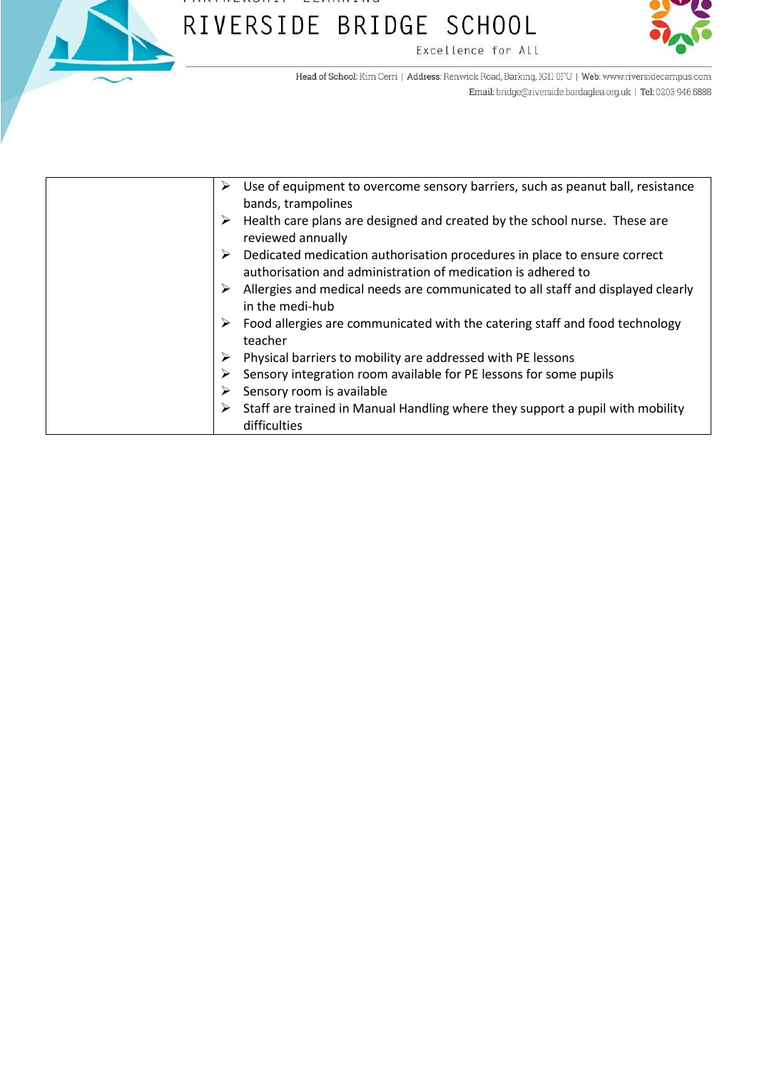| | |
|---|---|
| | ➢ Use of equipment to overcome sensory barriers, such as peanut ball, resistance bands, trampolines<br>➢ Health care plans are designed and created by the school nurse. These are reviewed annually<br>➢ Dedicated medication authorisation procedures in place to ensure correct authorisation and administration of medication is adhered to<br>➢ Allergies and medical needs are communicated to all staff and displayed clearly in the medi-hub<br>➢ Food allergies are communicated with the catering staff and food technology teacher<br>➢ Physical barriers to mobility are addressed with PE lessons<br>➢ Sensory integration room available for PE lessons for some pupils<br>➢ Sensory room is available<br>➢ Staff are trained in Manual Handling where they support a pupil with mobility difficulties |